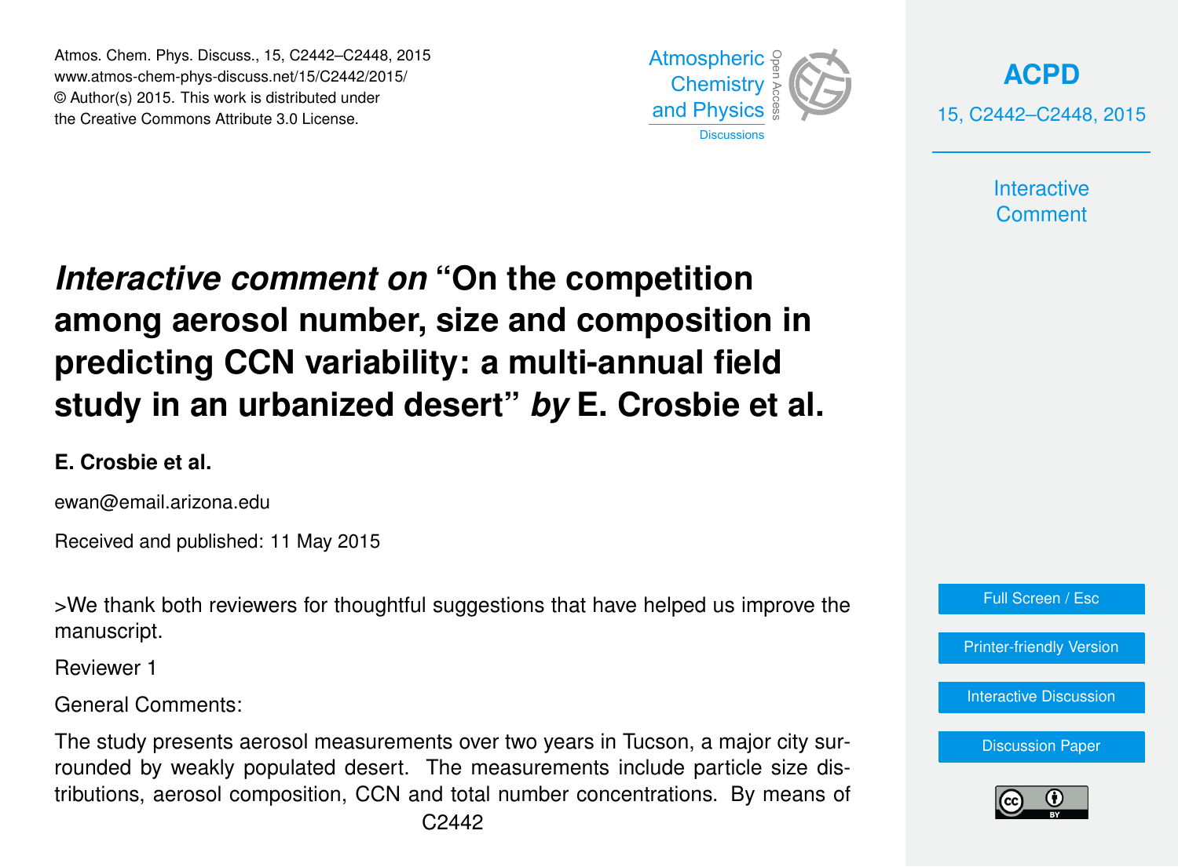# *Interactive comment on* "On the competition among aerosol number, size and composition in predicting CCN variability: a multi-annual field study in an urbanized desert" *by* E. Crosbie et al.

**E. Crosbie et al.**

ewan@email.arizona.edu

Received and published: 11 May 2015

>We thank both reviewers for thoughtful suggestions that have helped us improve the manuscript.

Reviewer 1

General Comments:

The study presents aerosol measurements over two years in Tucson, a major city surrounded by weakly populated desert. The measurements include particle size distributions, aerosol composition, CCN and total number concentrations. By means of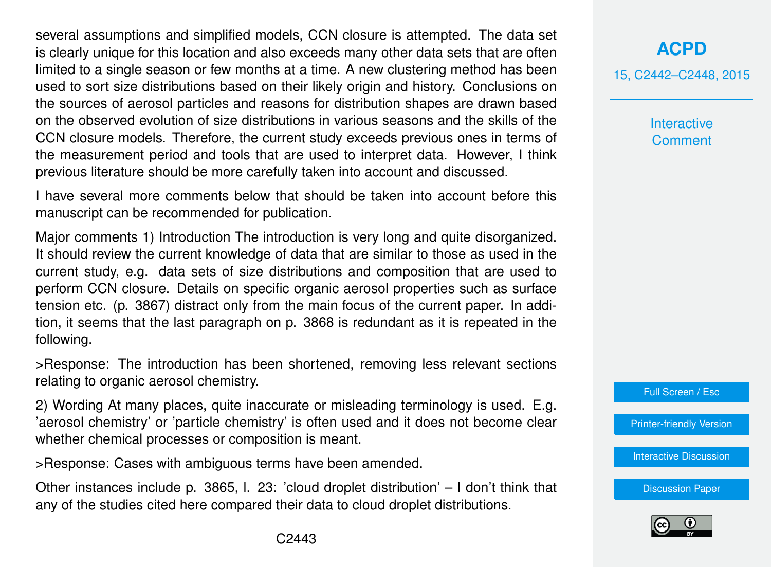several assumptions and simplified models, CCN closure is attempted. The data set is clearly unique for this location and also exceeds many other data sets that are often limited to a single season or few months at a time. A new clustering method has been used to sort size distributions based on their likely origin and history. Conclusions on the sources of aerosol particles and reasons for distribution shapes are drawn based on the observed evolution of size distributions in various seasons and the skills of the CCN closure models. Therefore, the current study exceeds previous ones in terms of the measurement period and tools that are used to interpret data. However, I think previous literature should be more carefully taken into account and discussed.

I have several more comments below that should be taken into account before this manuscript can be recommended for publication.

Major comments 1) Introduction The introduction is very long and quite disorganized. It should review the current knowledge of data that are similar to those as used in the current study, e.g. data sets of size distributions and composition that are used to perform CCN closure. Details on specific organic aerosol properties such as surface tension etc. (p. 3867) distract only from the main focus of the current paper. In addition, it seems that the last paragraph on p. 3868 is redundant as it is repeated in the following.

>Response: The introduction has been shortened, removing less relevant sections relating to organic aerosol chemistry.

2) Wording At many places, quite inaccurate or misleading terminology is used. E.g. 'aerosol chemistry' or 'particle chemistry' is often used and it does not become clear whether chemical processes or composition is meant.

>Response: Cases with ambiguous terms have been amended.

Other instances include p. 3865, l. 23: 'cloud droplet distribution' – I don't think that any of the studies cited here compared their data to cloud droplet distributions.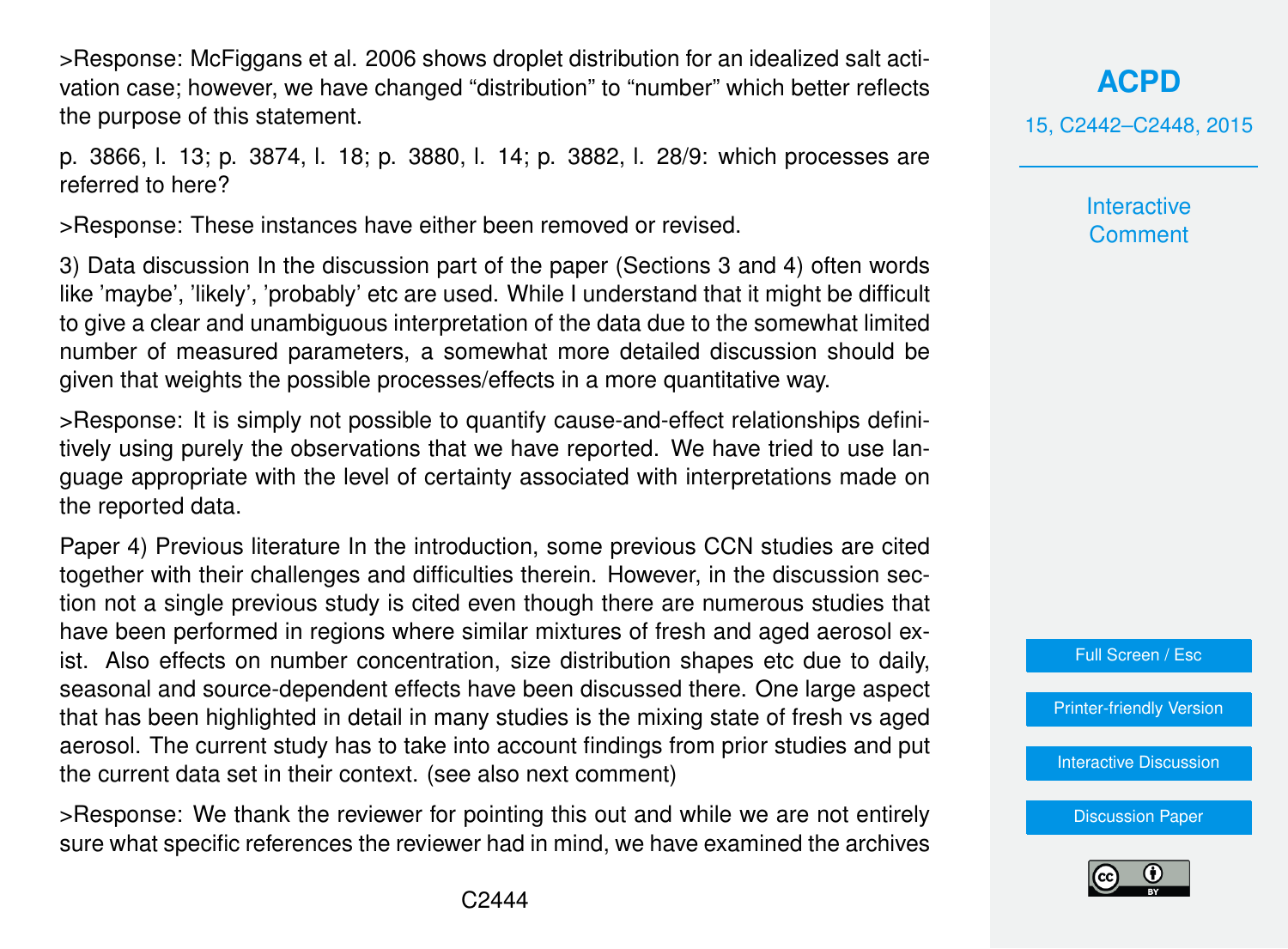>Response: McFiggans et al. 2006 shows droplet distribution for an idealized salt activation case; however, we have changed "distribution" to "number" which better reflects the purpose of this statement.

p. 3866, l. 13; p. 3874, l. 18; p. 3880, l. 14; p. 3882, l. 28/9: which processes are referred to here?

>Response: These instances have either been removed or revised.

3) Data discussion In the discussion part of the paper (Sections 3 and 4) often words like 'maybe', 'likely', 'probably' etc are used. While I understand that it might be difficult to give a clear and unambiguous interpretation of the data due to the somewhat limited number of measured parameters, a somewhat more detailed discussion should be given that weights the possible processes/effects in a more quantitative way.

>Response: It is simply not possible to quantify cause-and-effect relationships definitively using purely the observations that we have reported. We have tried to use language appropriate with the level of certainty associated with interpretations made on the reported data.

Paper 4) Previous literature In the introduction, some previous CCN studies are cited together with their challenges and difficulties therein. However, in the discussion section not a single previous study is cited even though there are numerous studies that have been performed in regions where similar mixtures of fresh and aged aerosol exist. Also effects on number concentration, size distribution shapes etc due to daily, seasonal and source-dependent effects have been discussed there. One large aspect that has been highlighted in detail in many studies is the mixing state of fresh vs aged aerosol. The current study has to take into account findings from prior studies and put the current data set in their context. (see also next comment)

>Response: We thank the reviewer for pointing this out and while we are not entirely sure what specific references the reviewer had in mind, we have examined the archives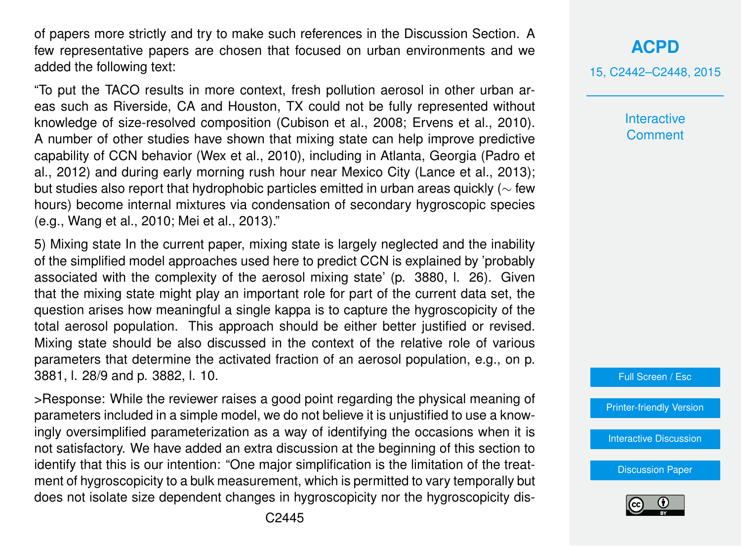of papers more strictly and try to make such references in the Discussion Section. A few representative papers are chosen that focused on urban environments and we added the following text:

"To put the TACO results in more context, fresh pollution aerosol in other urban areas such as Riverside, CA and Houston, TX could not be fully represented without knowledge of size-resolved composition (Cubison et al., 2008; Ervens et al., 2010). A number of other studies have shown that mixing state can help improve predictive capability of CCN behavior (Wex et al., 2010), including in Atlanta, Georgia (Padro et al., 2012) and during early morning rush hour near Mexico City (Lance et al., 2013); but studies also report that hydrophobic particles emitted in urban areas quickly ($\sim$ few hours) become internal mixtures via condensation of secondary hygroscopic species (e.g., Wang et al., 2010; Mei et al., 2013)."

5) Mixing state In the current paper, mixing state is largely neglected and the inability of the simplified model approaches used here to predict CCN is explained by 'probably associated with the complexity of the aerosol mixing state' (p. 3880, l. 26). Given that the mixing state might play an important role for part of the current data set, the question arises how meaningful a single kappa is to capture the hygroscopicity of the total aerosol population. This approach should be either better justified or revised. Mixing state should be also discussed in the context of the relative role of various parameters that determine the activated fraction of an aerosol population, e.g., on p. 3881, l. 28/9 and p. 3882, l. 10.

>Response: While the reviewer raises a good point regarding the physical meaning of parameters included in a simple model, we do not believe it is unjustified to use a knowingly oversimplified parameterization as a way of identifying the occasions when it is not satisfactory. We have added an extra discussion at the beginning of this section to identify that this is our intention: "One major simplification is the limitation of the treatment of hygroscopicity to a bulk measurement, which is permitted to vary temporally but does not isolate size dependent changes in hygroscopicity nor the hygroscopicity dis-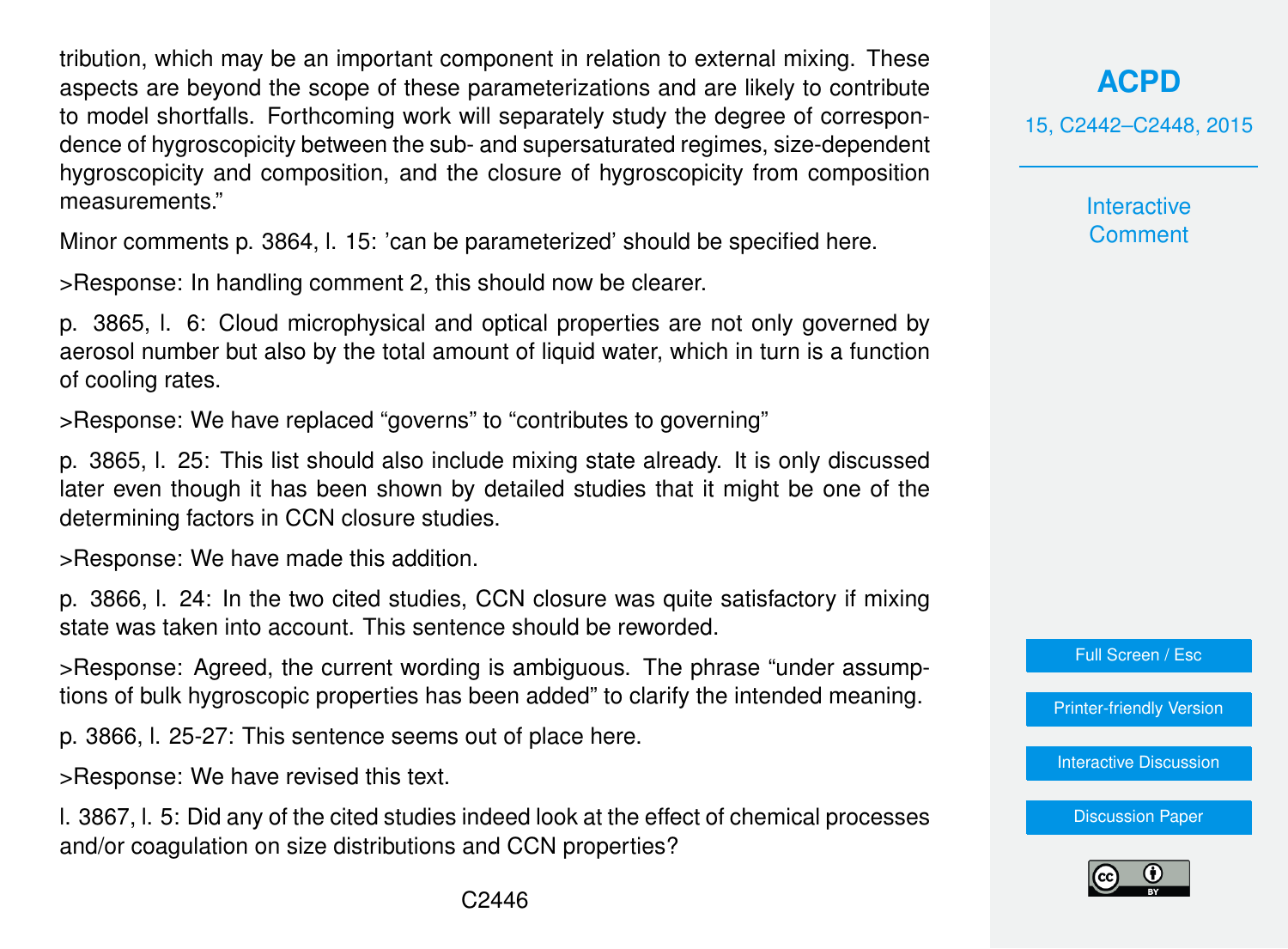tribution, which may be an important component in relation to external mixing. These aspects are beyond the scope of these parameterizations and are likely to contribute to model shortfalls. Forthcoming work will separately study the degree of correspondence of hygroscopicity between the sub- and supersaturated regimes, size-dependent hygroscopicity and composition, and the closure of hygroscopicity from composition measurements."

Minor comments p. 3864, l. 15: 'can be parameterized' should be specified here.

>Response: In handling comment 2, this should now be clearer.

p. 3865, l. 6: Cloud microphysical and optical properties are not only governed by aerosol number but also by the total amount of liquid water, which in turn is a function of cooling rates.

>Response: We have replaced "governs" to "contributes to governing"

p. 3865, l. 25: This list should also include mixing state already. It is only discussed later even though it has been shown by detailed studies that it might be one of the determining factors in CCN closure studies.

>Response: We have made this addition.

p. 3866, l. 24: In the two cited studies, CCN closure was quite satisfactory if mixing state was taken into account. This sentence should be reworded.

>Response: Agreed, the current wording is ambiguous. The phrase "under assumptions of bulk hygroscopic properties has been added" to clarify the intended meaning.

p. 3866, l. 25-27: This sentence seems out of place here.

>Response: We have revised this text.

l. 3867, l. 5: Did any of the cited studies indeed look at the effect of chemical processes and/or coagulation on size distributions and CCN properties?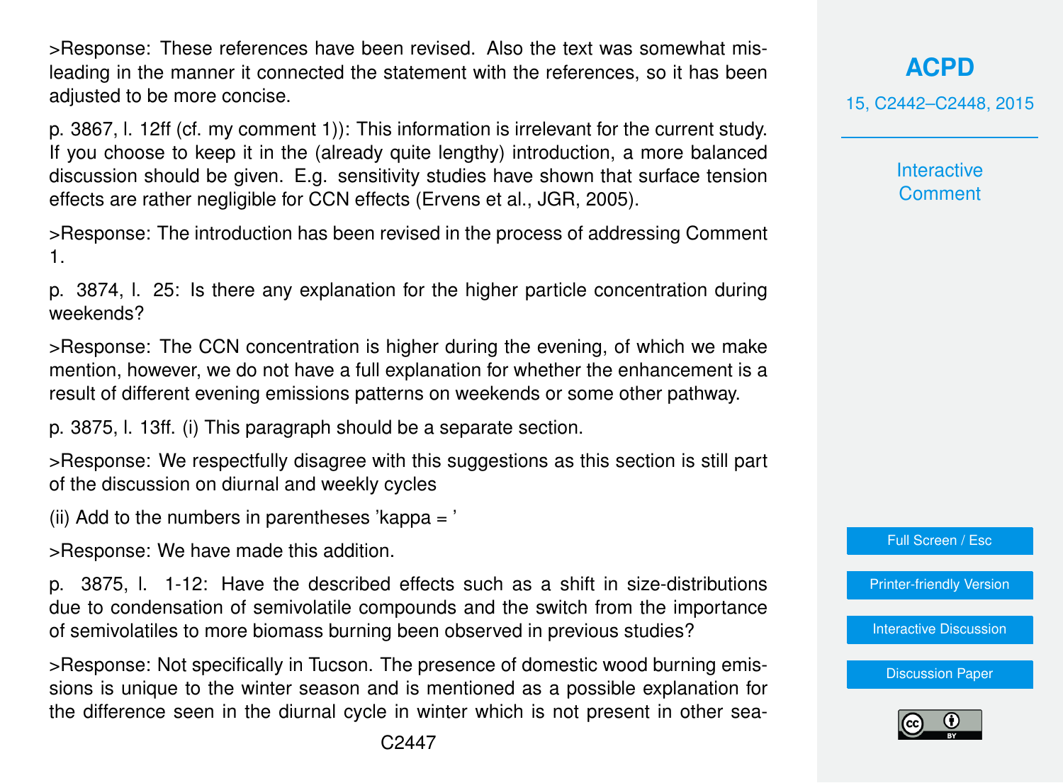>Response: These references have been revised. Also the text was somewhat misleading in the manner it connected the statement with the references, so it has been adjusted to be more concise.

p. 3867, l. 12ff (cf. my comment 1)): This information is irrelevant for the current study. If you choose to keep it in the (already quite lengthy) introduction, a more balanced discussion should be given. E.g. sensitivity studies have shown that surface tension effects are rather negligible for CCN effects (Ervens et al., JGR, 2005).

>Response: The introduction has been revised in the process of addressing Comment 1.

p. 3874, l. 25: Is there any explanation for the higher particle concentration during weekends?

>Response: The CCN concentration is higher during the evening, of which we make mention, however, we do not have a full explanation for whether the enhancement is a result of different evening emissions patterns on weekends or some other pathway.

p. 3875, l. 13ff. (i) This paragraph should be a separate section.

>Response: We respectfully disagree with this suggestions as this section is still part of the discussion on diurnal and weekly cycles

(ii) Add to the numbers in parentheses 'kappa = '

>Response: We have made this addition.

p. 3875, l. 1-12: Have the described effects such as a shift in size-distributions due to condensation of semivolatile compounds and the switch from the importance of semivolatiles to more biomass burning been observed in previous studies?

>Response: Not specifically in Tucson. The presence of domestic wood burning emissions is unique to the winter season and is mentioned as a possible explanation for the difference seen in the diurnal cycle in winter which is not present in other sea-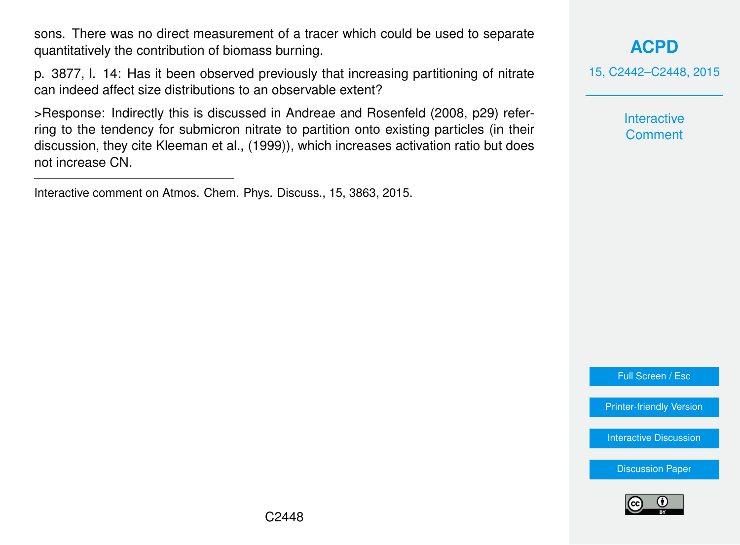sons. There was no direct measurement of a tracer which could be used to separate quantitatively the contribution of biomass burning.

p. 3877, l. 14: Has it been observed previously that increasing partitioning of nitrate can indeed affect size distributions to an observable extent?

>Response: Indirectly this is discussed in Andreae and Rosenfeld (2008, p29) referring to the tendency for submicron nitrate to partition onto existing particles (in their discussion, they cite Kleeman et al., (1999)), which increases activation ratio but does not increase CN.

---

Interactive comment on Atmos. Chem. Phys. Discuss., 15, 3863, 2015.